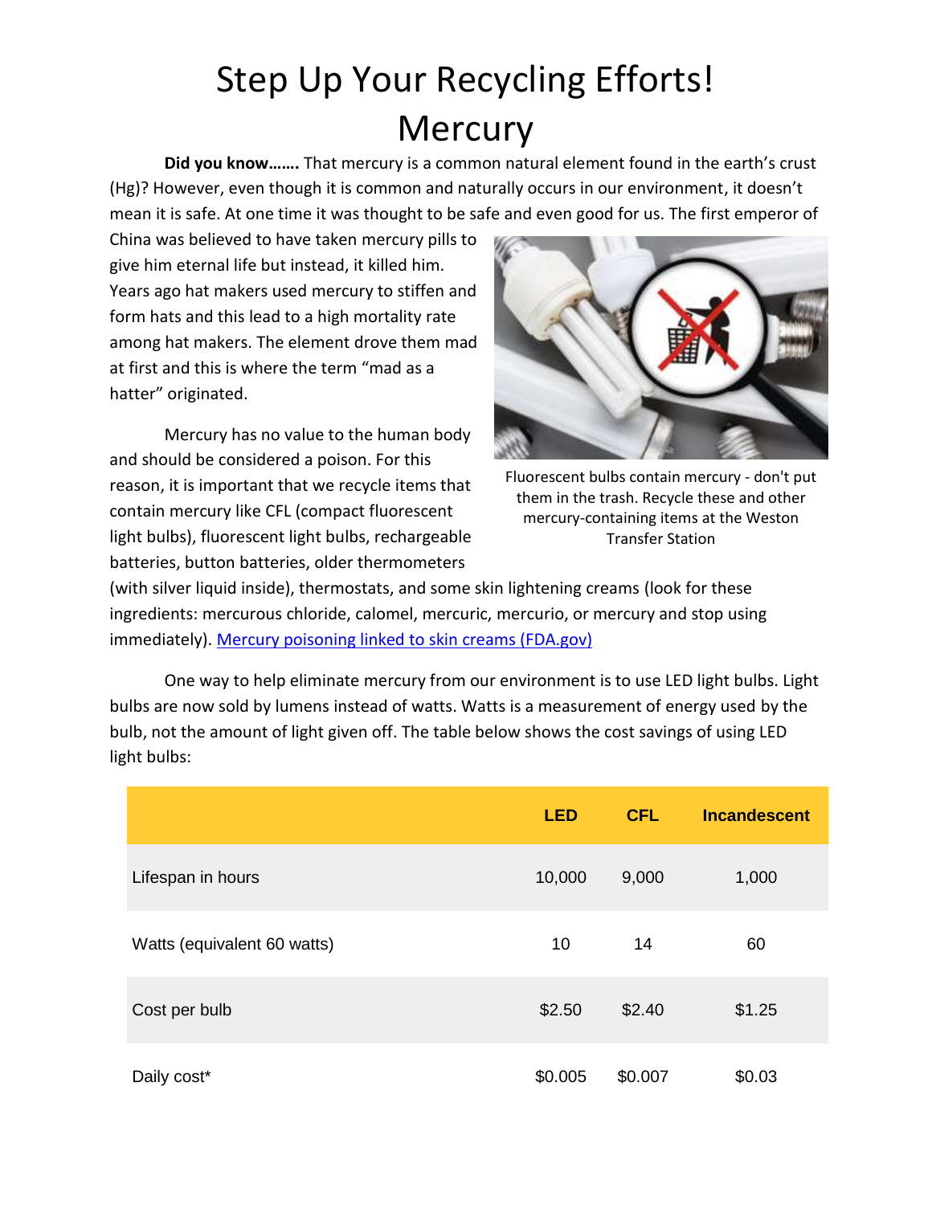# Step Up Your Recycling Efforts! Mercury

**Did you know…….** That mercury is a common natural element found in the earth's crust (Hg)? However, even though it is common and naturally occurs in our environment, it doesn't mean it is safe. At one time it was thought to be safe and even good for us. The first emperor of China was believed to have taken mercury pills to give him eternal life but instead, it killed him. Years ago hat makers used mercury to stiffen and form hats and this lead to a high mortality rate among hat makers. The element drove them mad at first and this is where the term "mad as a hatter" originated.

Fluorescent bulbs contain mercury - don't put them in the trash. Recycle these and other mercury-containing items at the Weston Transfer Station

Mercury has no value to the human body and should be considered a poison. For this reason, it is important that we recycle items that contain mercury like CFL (compact fluorescent light bulbs), fluorescent light bulbs, rechargeable batteries, button batteries, older thermometers (with silver liquid inside), thermostats, and some skin lightening creams (look for these ingredients: mercurous chloride, calomel, mercuric, mercurio, or mercury and stop using immediately). [Mercury poisoning linked to skin creams (FDA.gov)]

One way to help eliminate mercury from our environment is to use LED light bulbs. Light bulbs are now sold by lumens instead of watts. Watts is a measurement of energy used by the bulb, not the amount of light given off. The table below shows the cost savings of using LED light bulbs:

| | LED | CFL | Incandescent |
|---|---|---|---|
| Lifespan in hours | 10,000 | 9,000 | 1,000 |
| Watts (equivalent 60 watts) | 10 | 14 | 60 |
| Cost per bulb | $2.50 | $2.40 | $1.25 |
| Daily cost* | $0.005 | $0.007 | $0.03 |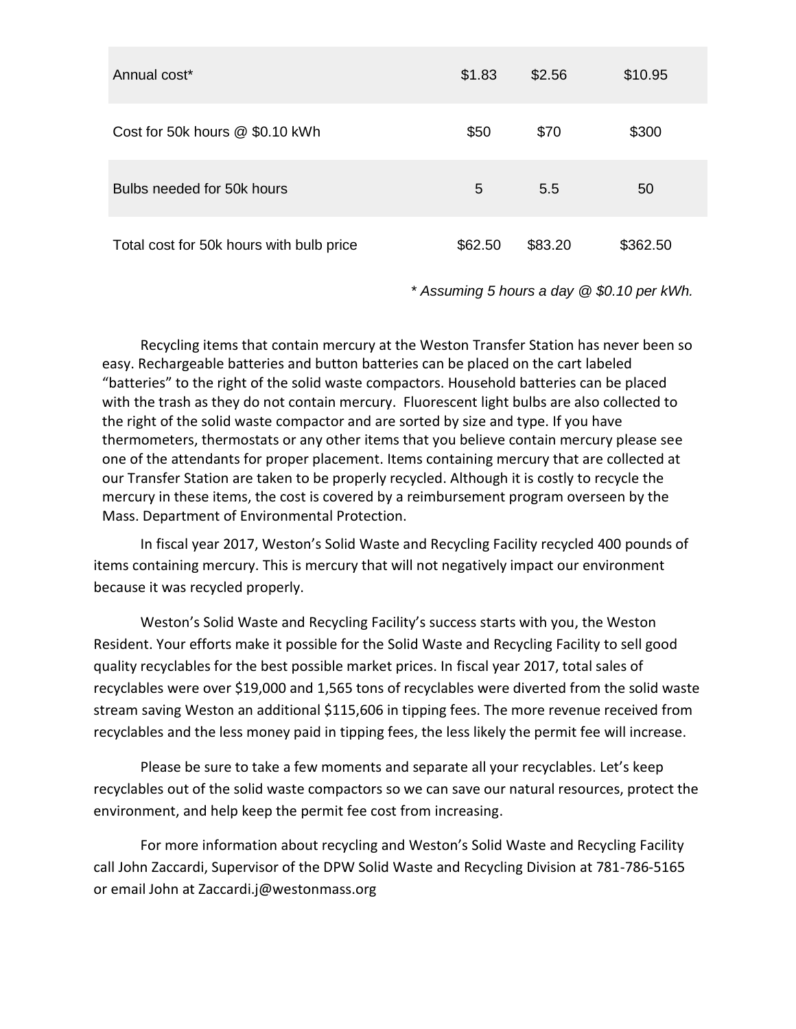| | | | |
|---|---|---|---|
| Annual cost* | $1.83 | $2.56 | $10.95 |
| Cost for 50k hours @ $0.10 kWh | $50 | $70 | $300 |
| Bulbs needed for 50k hours | 5 | 5.5 | 50 |
| Total cost for 50k hours with bulb price | $62.50 | $83.20 | $362.50 |

*\* Assuming 5 hours a day @ $0.10 per kWh.*

Recycling items that contain mercury at the Weston Transfer Station has never been so easy. Rechargeable batteries and button batteries can be placed on the cart labeled "batteries" to the right of the solid waste compactors. Household batteries can be placed with the trash as they do not contain mercury. Fluorescent light bulbs are also collected to the right of the solid waste compactor and are sorted by size and type. If you have thermometers, thermostats or any other items that you believe contain mercury please see one of the attendants for proper placement. Items containing mercury that are collected at our Transfer Station are taken to be properly recycled. Although it is costly to recycle the mercury in these items, the cost is covered by a reimbursement program overseen by the Mass. Department of Environmental Protection.

In fiscal year 2017, Weston's Solid Waste and Recycling Facility recycled 400 pounds of items containing mercury. This is mercury that will not negatively impact our environment because it was recycled properly.

Weston's Solid Waste and Recycling Facility's success starts with you, the Weston Resident. Your efforts make it possible for the Solid Waste and Recycling Facility to sell good quality recyclables for the best possible market prices. In fiscal year 2017, total sales of recyclables were over $19,000 and 1,565 tons of recyclables were diverted from the solid waste stream saving Weston an additional $115,606 in tipping fees. The more revenue received from recyclables and the less money paid in tipping fees, the less likely the permit fee will increase.

Please be sure to take a few moments and separate all your recyclables. Let's keep recyclables out of the solid waste compactors so we can save our natural resources, protect the environment, and help keep the permit fee cost from increasing.

For more information about recycling and Weston's Solid Waste and Recycling Facility call John Zaccardi, Supervisor of the DPW Solid Waste and Recycling Division at 781-786-5165 or email John at Zaccardi.j@westonmass.org